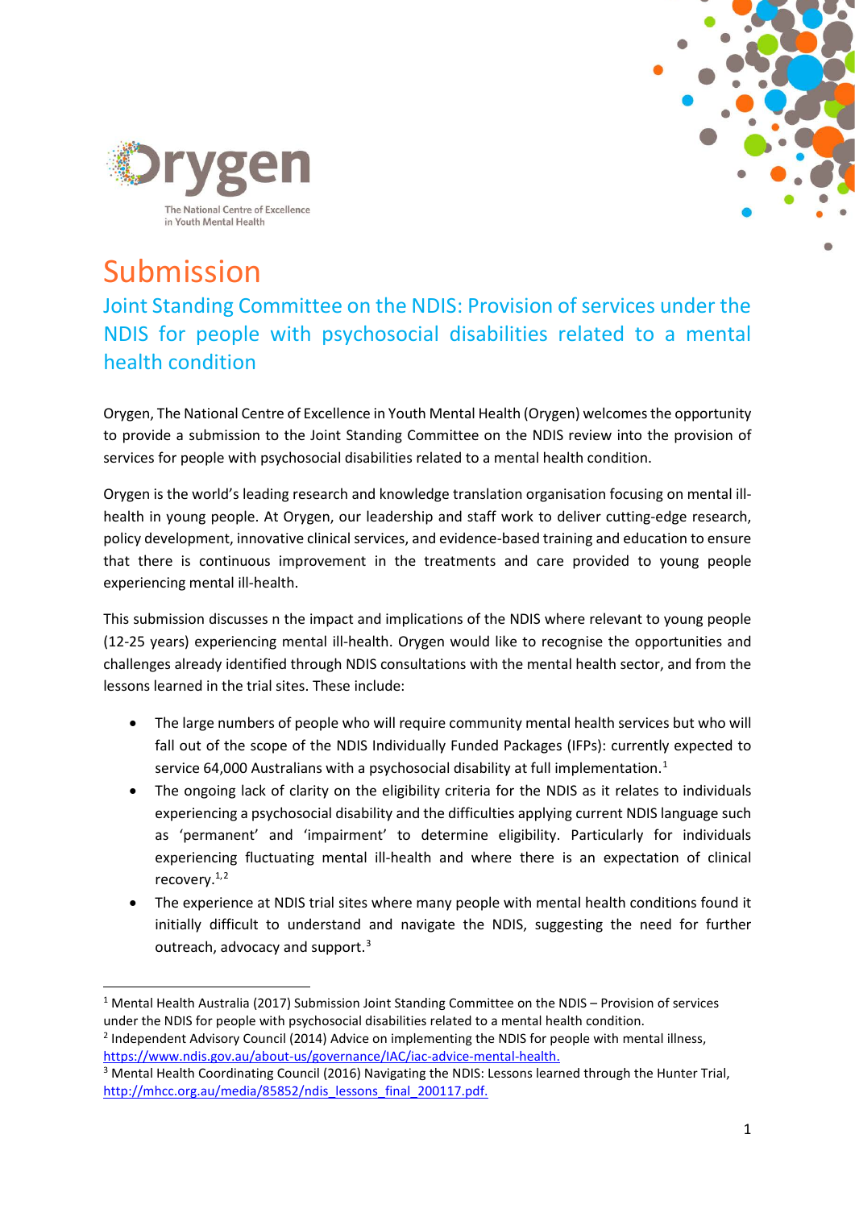# Submission

## Joint Standing Committee on the NDIS: Provision of services under the NDIS for people with psychosocial disabilities related to a mental health condition

Orygen, The National Centre of Excellence in Youth Mental Health (Orygen) welcomes the opportunity to provide a submission to the Joint Standing Committee on the NDIS review into the provision of services for people with psychosocial disabilities related to a mental health condition.

Orygen is the world's leading research and knowledge translation organisation focusing on mental ill-health in young people. At Orygen, our leadership and staff work to deliver cutting-edge research, policy development, innovative clinical services, and evidence-based training and education to ensure that there is continuous improvement in the treatments and care provided to young people experiencing mental ill-health.

This submission discusses n the impact and implications of the NDIS where relevant to young people (12-25 years) experiencing mental ill-health. Orygen would like to recognise the opportunities and challenges already identified through NDIS consultations with the mental health sector, and from the lessons learned in the trial sites. These include:

- The large numbers of people who will require community mental health services but who will fall out of the scope of the NDIS Individually Funded Packages (IFPs): currently expected to service 64,000 Australians with a psychosocial disability at full implementation.[1]
- The ongoing lack of clarity on the eligibility criteria for the NDIS as it relates to individuals experiencing a psychosocial disability and the difficulties applying current NDIS language such as 'permanent' and 'impairment' to determine eligibility. Particularly for individuals experiencing fluctuating mental ill-health and where there is an expectation of clinical recovery.[1,2]
- The experience at NDIS trial sites where many people with mental health conditions found it initially difficult to understand and navigate the NDIS, suggesting the need for further outreach, advocacy and support.[3]

---

[1] Mental Health Australia (2017) Submission Joint Standing Committee on the NDIS – Provision of services under the NDIS for people with psychosocial disabilities related to a mental health condition.

[2] Independent Advisory Council (2014) Advice on implementing the NDIS for people with mental illness, https://www.ndis.gov.au/about-us/governance/IAC/iac-advice-mental-health.

[3] Mental Health Coordinating Council (2016) Navigating the NDIS: Lessons learned through the Hunter Trial, http://mhcc.org.au/media/85852/ndis_lessons_final_200117.pdf.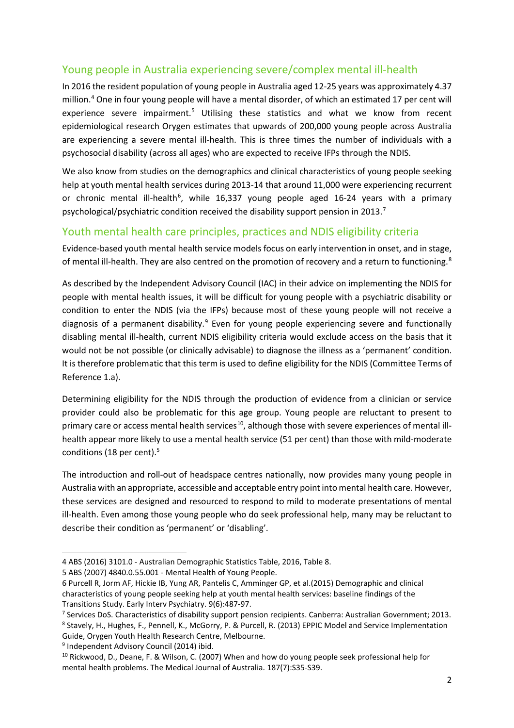## Young people in Australia experiencing severe/complex mental ill-health

In 2016 the resident population of young people in Australia aged 12-25 years was approximately 4.37 million.[4] One in four young people will have a mental disorder, of which an estimated 17 per cent will experience severe impairment.[5] Utilising these statistics and what we know from recent epidemiological research Orygen estimates that upwards of 200,000 young people across Australia are experiencing a severe mental ill-health. This is three times the number of individuals with a psychosocial disability (across all ages) who are expected to receive IFPs through the NDIS.

We also know from studies on the demographics and clinical characteristics of young people seeking help at youth mental health services during 2013-14 that around 11,000 were experiencing recurrent or chronic mental ill-health[6], while 16,337 young people aged 16-24 years with a primary psychological/psychiatric condition received the disability support pension in 2013.[7]

## Youth mental health care principles, practices and NDIS eligibility criteria

Evidence-based youth mental health service models focus on early intervention in onset, and in stage, of mental ill-health. They are also centred on the promotion of recovery and a return to functioning.[8]

As described by the Independent Advisory Council (IAC) in their advice on implementing the NDIS for people with mental health issues, it will be difficult for young people with a psychiatric disability or condition to enter the NDIS (via the IFPs) because most of these young people will not receive a diagnosis of a permanent disability.[9] Even for young people experiencing severe and functionally disabling mental ill-health, current NDIS eligibility criteria would exclude access on the basis that it would not be not possible (or clinically advisable) to diagnose the illness as a 'permanent' condition. It is therefore problematic that this term is used to define eligibility for the NDIS (Committee Terms of Reference 1.a).

Determining eligibility for the NDIS through the production of evidence from a clinician or service provider could also be problematic for this age group. Young people are reluctant to present to primary care or access mental health services[10], although those with severe experiences of mental ill-health appear more likely to use a mental health service (51 per cent) than those with mild-moderate conditions (18 per cent).[5]

The introduction and roll-out of headspace centres nationally, now provides many young people in Australia with an appropriate, accessible and acceptable entry point into mental health care. However, these services are designed and resourced to respond to mild to moderate presentations of mental ill-health. Even among those young people who do seek professional help, many may be reluctant to describe their condition as 'permanent' or 'disabling'.

---

4 ABS (2016) 3101.0 - Australian Demographic Statistics Table, 2016, Table 8.

5 ABS (2007) 4840.0.55.001 - Mental Health of Young People.

6 Purcell R, Jorm AF, Hickie IB, Yung AR, Pantelis C, Amminger GP, et al.(2015) Demographic and clinical characteristics of young people seeking help at youth mental health services: baseline findings of the Transitions Study. Early Interv Psychiatry. 9(6):487-97.

7 Services DoS. Characteristics of disability support pension recipients. Canberra: Australian Government; 2013.

8 Stavely, H., Hughes, F., Pennell, K., McGorry, P. & Purcell, R. (2013) EPPIC Model and Service Implementation Guide, Orygen Youth Health Research Centre, Melbourne.

9 Independent Advisory Council (2014) ibid.

10 Rickwood, D., Deane, F. & Wilson, C. (2007) When and how do young people seek professional help for mental health problems. The Medical Journal of Australia. 187(7):S35-S39.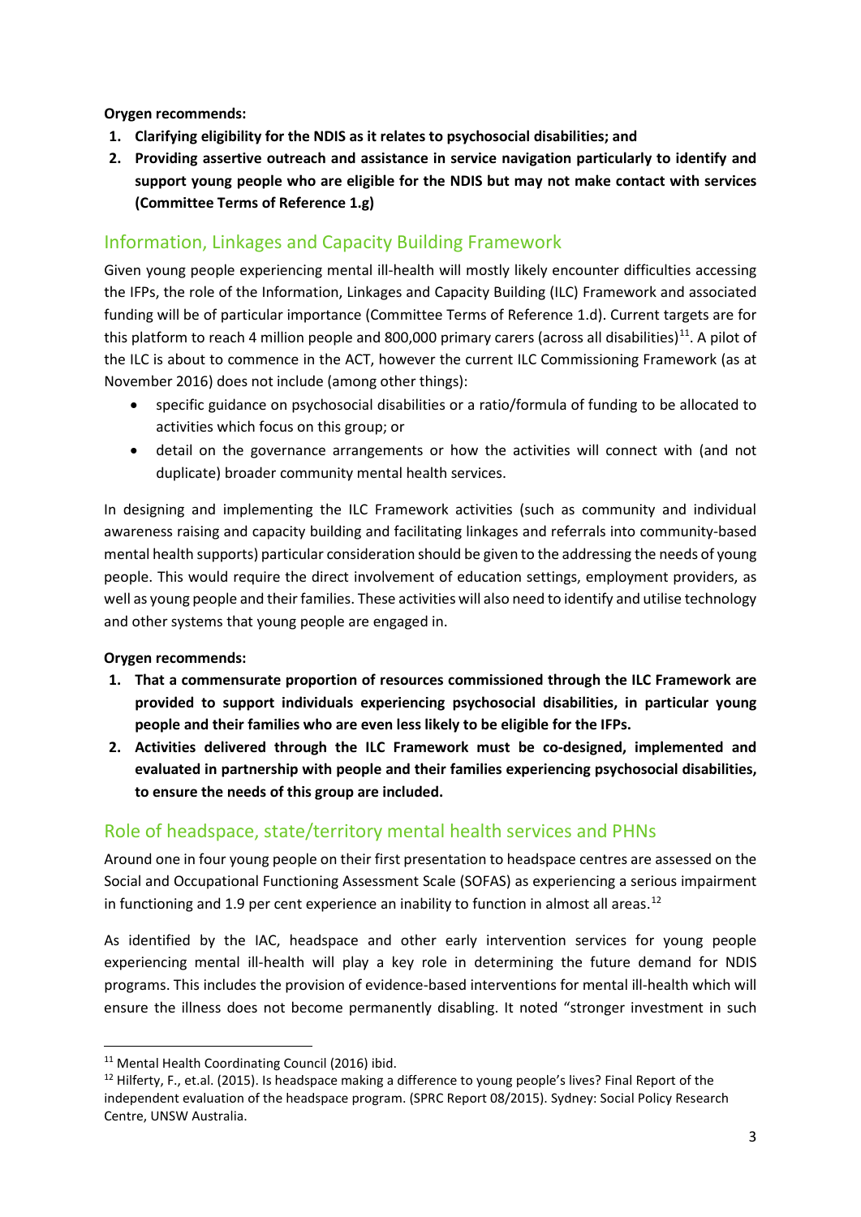**Orygen recommends:**

1. **Clarifying eligibility for the NDIS as it relates to psychosocial disabilities; and**
2. **Providing assertive outreach and assistance in service navigation particularly to identify and support young people who are eligible for the NDIS but may not make contact with services (Committee Terms of Reference 1.g)**

## Information, Linkages and Capacity Building Framework

Given young people experiencing mental ill-health will mostly likely encounter difficulties accessing the IFPs, the role of the Information, Linkages and Capacity Building (ILC) Framework and associated funding will be of particular importance (Committee Terms of Reference 1.d). Current targets are for this platform to reach 4 million people and 800,000 primary carers (across all disabilities)[11]. A pilot of the ILC is about to commence in the ACT, however the current ILC Commissioning Framework (as at November 2016) does not include (among other things):

- specific guidance on psychosocial disabilities or a ratio/formula of funding to be allocated to activities which focus on this group; or
- detail on the governance arrangements or how the activities will connect with (and not duplicate) broader community mental health services.

In designing and implementing the ILC Framework activities (such as community and individual awareness raising and capacity building and facilitating linkages and referrals into community-based mental health supports) particular consideration should be given to the addressing the needs of young people. This would require the direct involvement of education settings, employment providers, as well as young people and their families. These activities will also need to identify and utilise technology and other systems that young people are engaged in.

**Orygen recommends:**

1. **That a commensurate proportion of resources commissioned through the ILC Framework are provided to support individuals experiencing psychosocial disabilities, in particular young people and their families who are even less likely to be eligible for the IFPs.**
2. **Activities delivered through the ILC Framework must be co-designed, implemented and evaluated in partnership with people and their families experiencing psychosocial disabilities, to ensure the needs of this group are included.**

## Role of headspace, state/territory mental health services and PHNs

Around one in four young people on their first presentation to headspace centres are assessed on the Social and Occupational Functioning Assessment Scale (SOFAS) as experiencing a serious impairment in functioning and 1.9 per cent experience an inability to function in almost all areas.[12]

As identified by the IAC, headspace and other early intervention services for young people experiencing mental ill-health will play a key role in determining the future demand for NDIS programs. This includes the provision of evidence-based interventions for mental ill-health which will ensure the illness does not become permanently disabling. It noted "stronger investment in such

---

[11] Mental Health Coordinating Council (2016) ibid.

[12] Hilferty, F., et.al. (2015). Is headspace making a difference to young people's lives? Final Report of the independent evaluation of the headspace program. (SPRC Report 08/2015). Sydney: Social Policy Research Centre, UNSW Australia.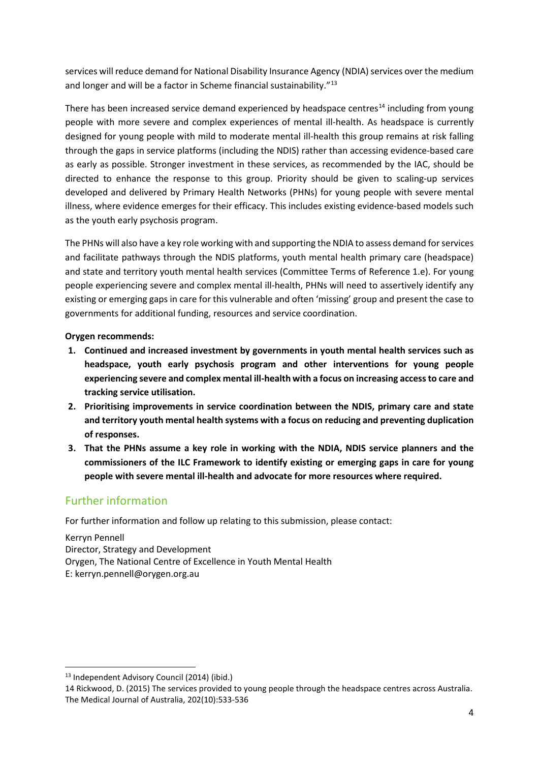services will reduce demand for National Disability Insurance Agency (NDIA) services over the medium and longer and will be a factor in Scheme financial sustainability."[13]

There has been increased service demand experienced by headspace centres[14] including from young people with more severe and complex experiences of mental ill-health. As headspace is currently designed for young people with mild to moderate mental ill-health this group remains at risk falling through the gaps in service platforms (including the NDIS) rather than accessing evidence-based care as early as possible. Stronger investment in these services, as recommended by the IAC, should be directed to enhance the response to this group. Priority should be given to scaling-up services developed and delivered by Primary Health Networks (PHNs) for young people with severe mental illness, where evidence emerges for their efficacy. This includes existing evidence-based models such as the youth early psychosis program.

The PHNs will also have a key role working with and supporting the NDIA to assess demand for services and facilitate pathways through the NDIS platforms, youth mental health primary care (headspace) and state and territory youth mental health services (Committee Terms of Reference 1.e). For young people experiencing severe and complex mental ill-health, PHNs will need to assertively identify any existing or emerging gaps in care for this vulnerable and often 'missing' group and present the case to governments for additional funding, resources and service coordination.

**Orygen recommends:**

1. **Continued and increased investment by governments in youth mental health services such as headspace, youth early psychosis program and other interventions for young people experiencing severe and complex mental ill-health with a focus on increasing access to care and tracking service utilisation.**
2. **Prioritising improvements in service coordination between the NDIS, primary care and state and territory youth mental health systems with a focus on reducing and preventing duplication of responses.**
3. **That the PHNs assume a key role in working with the NDIA, NDIS service planners and the commissioners of the ILC Framework to identify existing or emerging gaps in care for young people with severe mental ill-health and advocate for more resources where required.**

## Further information

For further information and follow up relating to this submission, please contact:

Kerryn Pennell
Director, Strategy and Development
Orygen, The National Centre of Excellence in Youth Mental Health
E: kerryn.pennell@orygen.org.au

---

[13] Independent Advisory Council (2014) (ibid.)

14 Rickwood, D. (2015) The services provided to young people through the headspace centres across Australia. The Medical Journal of Australia, 202(10):533-536